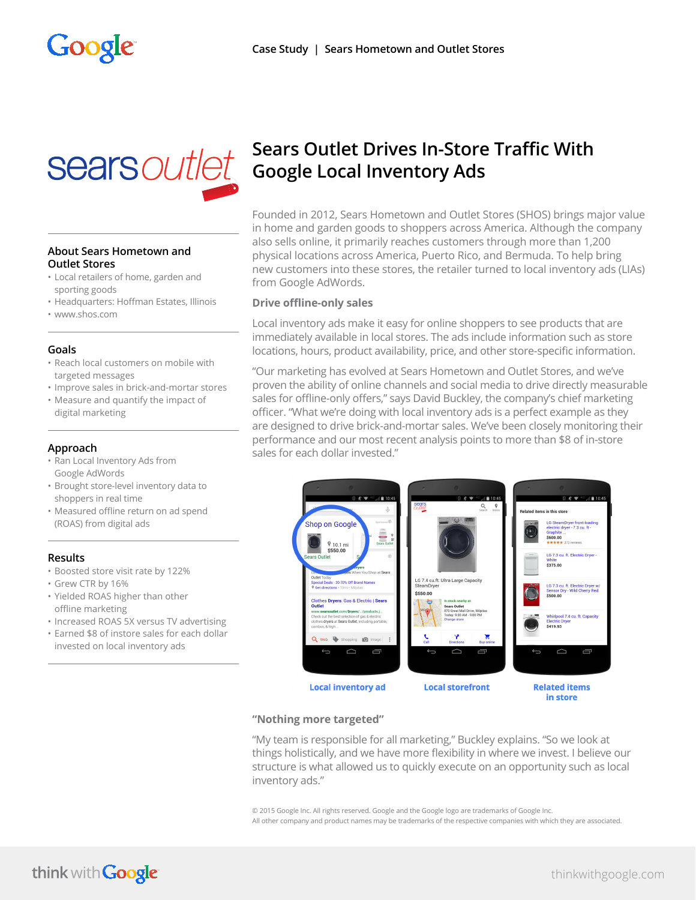Case Study | Sears Hometown and Outlet Stores

# Sears Outlet Drives In-Store Traffic With Google Local Inventory Ads

### About Sears Hometown and Outlet Stores

- Local retailers of home, garden and sporting goods
- Headquarters: Hoffman Estates, Illinois
- www.shos.com

### Goals

- Reach local customers on mobile with targeted messages
- Improve sales in brick-and-mortar stores
- Measure and quantify the impact of digital marketing

### Approach

- Ran Local Inventory Ads from Google AdWords
- Brought store-level inventory data to shoppers in real time
- Measured offline return on ad spend (ROAS) from digital ads

### Results

- Boosted store visit rate by 122%
- Grew CTR by 16%
- Yielded ROAS higher than other offline marketing
- Increased ROAS 5X versus TV advertising
- Earned $8 of instore sales for each dollar invested on local inventory ads

Founded in 2012, Sears Hometown and Outlet Stores (SHOS) brings major value in home and garden goods to shoppers across America. Although the company also sells online, it primarily reaches customers through more than 1,200 physical locations across America, Puerto Rico, and Bermuda. To help bring new customers into these stores, the retailer turned to local inventory ads (LIAs) from Google AdWords.

## Drive offline-only sales

Local inventory ads make it easy for online shoppers to see products that are immediately available in local stores. The ads include information such as store locations, hours, product availability, price, and other store-specific information.

"Our marketing has evolved at Sears Hometown and Outlet Stores, and we've proven the ability of online channels and social media to drive directly measurable sales for offline-only offers," says David Buckley, the company's chief marketing officer. "What we're doing with local inventory ads is a perfect example as they are designed to drive brick-and-mortar sales. We've been closely monitoring their performance and our most recent analysis points to more than $8 of in-store sales for each dollar invested."

Local inventory ad | Local storefront | Related items in store

## "Nothing more targeted"

"My team is responsible for all marketing," Buckley explains. "So we look at things holistically, and we have more flexibility in where we invest. I believe our structure is what allowed us to quickly execute on an opportunity such as local inventory ads."

© 2015 Google Inc. All rights reserved. Google and the Google logo are trademarks of Google Inc.
All other company and product names may be trademarks of the respective companies with which they are associated.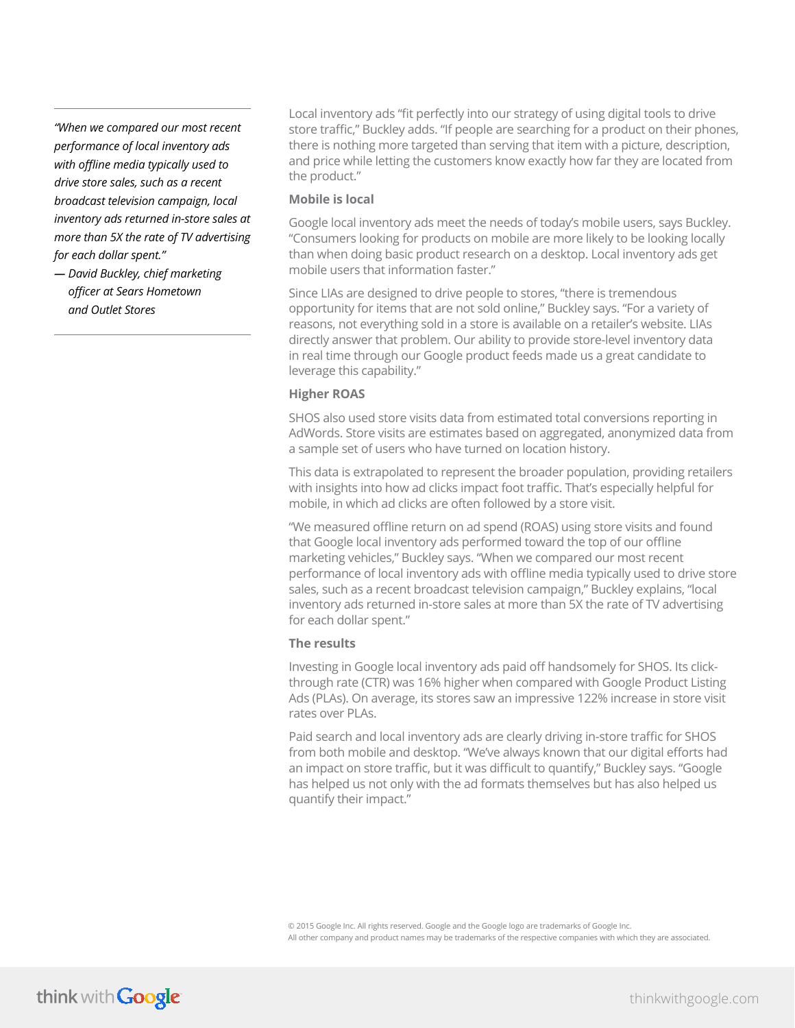> *"When we compared our most recent performance of local inventory ads with offline media typically used to drive store sales, such as a recent broadcast television campaign, local inventory ads returned in-store sales at more than 5X the rate of TV advertising for each dollar spent."*
>
> *— David Buckley, chief marketing officer at Sears Hometown and Outlet Stores*

Local inventory ads "fit perfectly into our strategy of using digital tools to drive store traffic," Buckley adds. "If people are searching for a product on their phones, there is nothing more targeted than serving that item with a picture, description, and price while letting the customers know exactly how far they are located from the product."

### Mobile is local

Google local inventory ads meet the needs of today's mobile users, says Buckley. "Consumers looking for products on mobile are more likely to be looking locally than when doing basic product research on a desktop. Local inventory ads get mobile users that information faster."

Since LIAs are designed to drive people to stores, "there is tremendous opportunity for items that are not sold online," Buckley says. "For a variety of reasons, not everything sold in a store is available on a retailer's website. LIAs directly answer that problem. Our ability to provide store-level inventory data in real time through our Google product feeds made us a great candidate to leverage this capability."

### Higher ROAS

SHOS also used store visits data from estimated total conversions reporting in AdWords. Store visits are estimates based on aggregated, anonymized data from a sample set of users who have turned on location history.

This data is extrapolated to represent the broader population, providing retailers with insights into how ad clicks impact foot traffic. That's especially helpful for mobile, in which ad clicks are often followed by a store visit.

"We measured offline return on ad spend (ROAS) using store visits and found that Google local inventory ads performed toward the top of our offline marketing vehicles," Buckley says. "When we compared our most recent performance of local inventory ads with offline media typically used to drive store sales, such as a recent broadcast television campaign," Buckley explains, "local inventory ads returned in-store sales at more than 5X the rate of TV advertising for each dollar spent."

### The results

Investing in Google local inventory ads paid off handsomely for SHOS. Its click-through rate (CTR) was 16% higher when compared with Google Product Listing Ads (PLAs). On average, its stores saw an impressive 122% increase in store visit rates over PLAs.

Paid search and local inventory ads are clearly driving in-store traffic for SHOS from both mobile and desktop. "We've always known that our digital efforts had an impact on store traffic, but it was difficult to quantify," Buckley says. "Google has helped us not only with the ad formats themselves but has also helped us quantify their impact."

© 2015 Google Inc. All rights reserved. Google and the Google logo are trademarks of Google Inc.
All other company and product names may be trademarks of the respective companies with which they are associated.